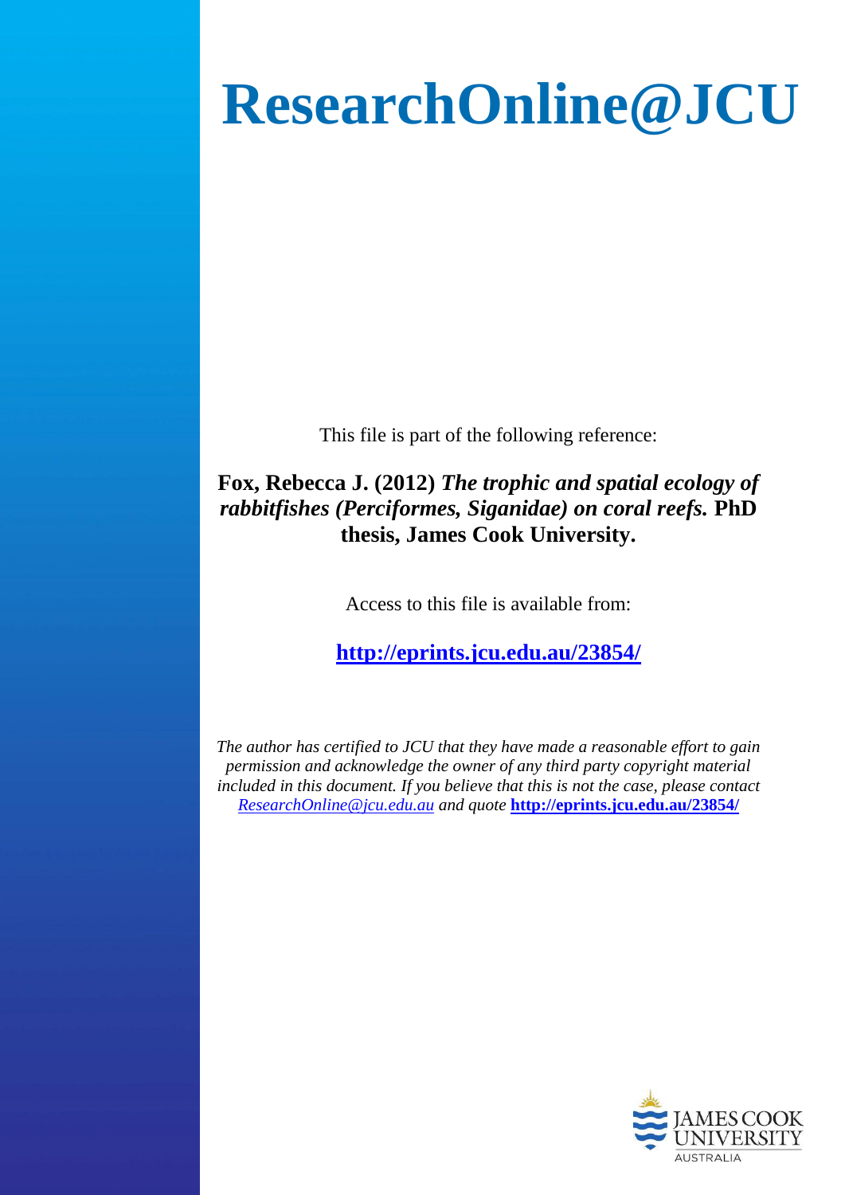# ResearchOnline@JCU

This file is part of the following reference:

**Fox, Rebecca J. (2012)** ***The trophic and spatial ecology of rabbitfishes (Perciformes, Siganidae) on coral reefs.*** **PhD thesis, James Cook University.**

Access to this file is available from:

**http://eprints.jcu.edu.au/23854/**

*The author has certified to JCU that they have made a reasonable effort to gain permission and acknowledge the owner of any third party copyright material included in this document. If you believe that this is not the case, please contact ResearchOnline@jcu.edu.au and quote* **http://eprints.jcu.edu.au/23854/**

JAMES COOK UNIVERSITY
AUSTRALIA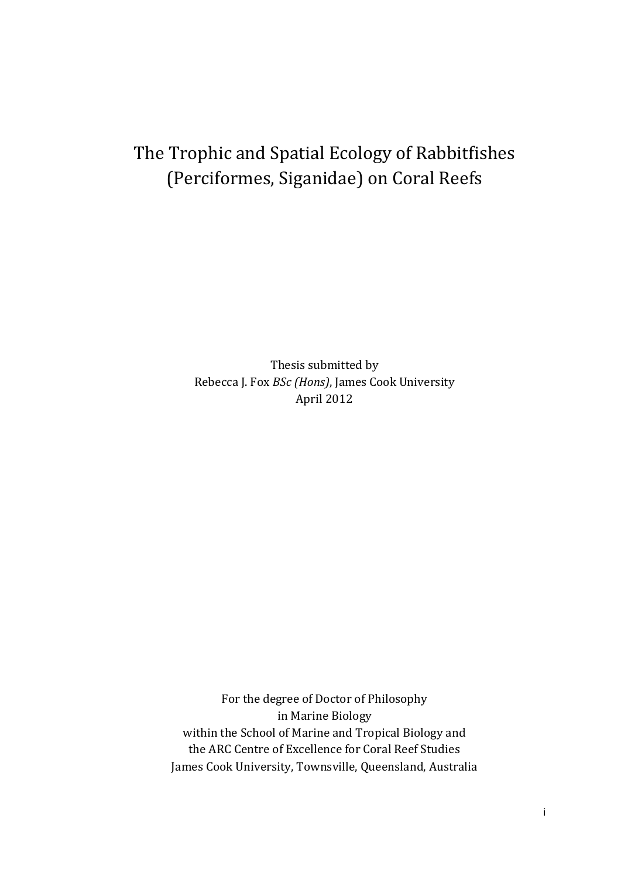# The Trophic and Spatial Ecology of Rabbitfishes (Perciformes, Siganidae) on Coral Reefs

Thesis submitted by
Rebecca J. Fox *BSc (Hons)*, James Cook University
April 2012

For the degree of Doctor of Philosophy
in Marine Biology
within the School of Marine and Tropical Biology and
the ARC Centre of Excellence for Coral Reef Studies
James Cook University, Townsville, Queensland, Australia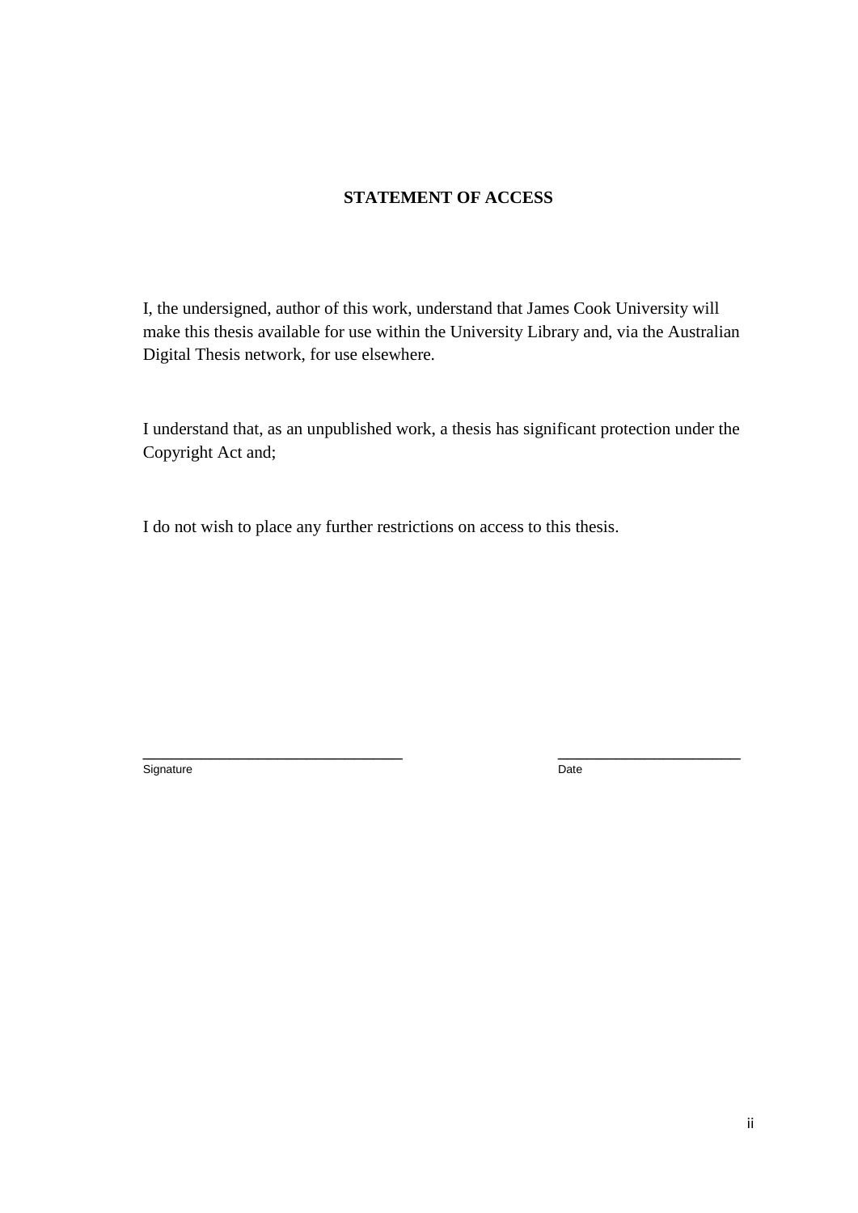## STATEMENT OF ACCESS

I, the undersigned, author of this work, understand that James Cook University will make this thesis available for use within the University Library and, via the Australian Digital Thesis network, for use elsewhere.

I understand that, as an unpublished work, a thesis has significant protection under the Copyright Act and;

I do not wish to place any further restrictions on access to this thesis.

\_\_\_\_\_\_\_\_\_\_\_\_\_\_\_\_\_\_\_\_\_\_\_\_\_\_\_\_\_\_\_\_\_ \_\_\_\_\_\_\_\_\_\_\_\_\_\_\_\_\_\_\_\_\_\_\_

Signature Date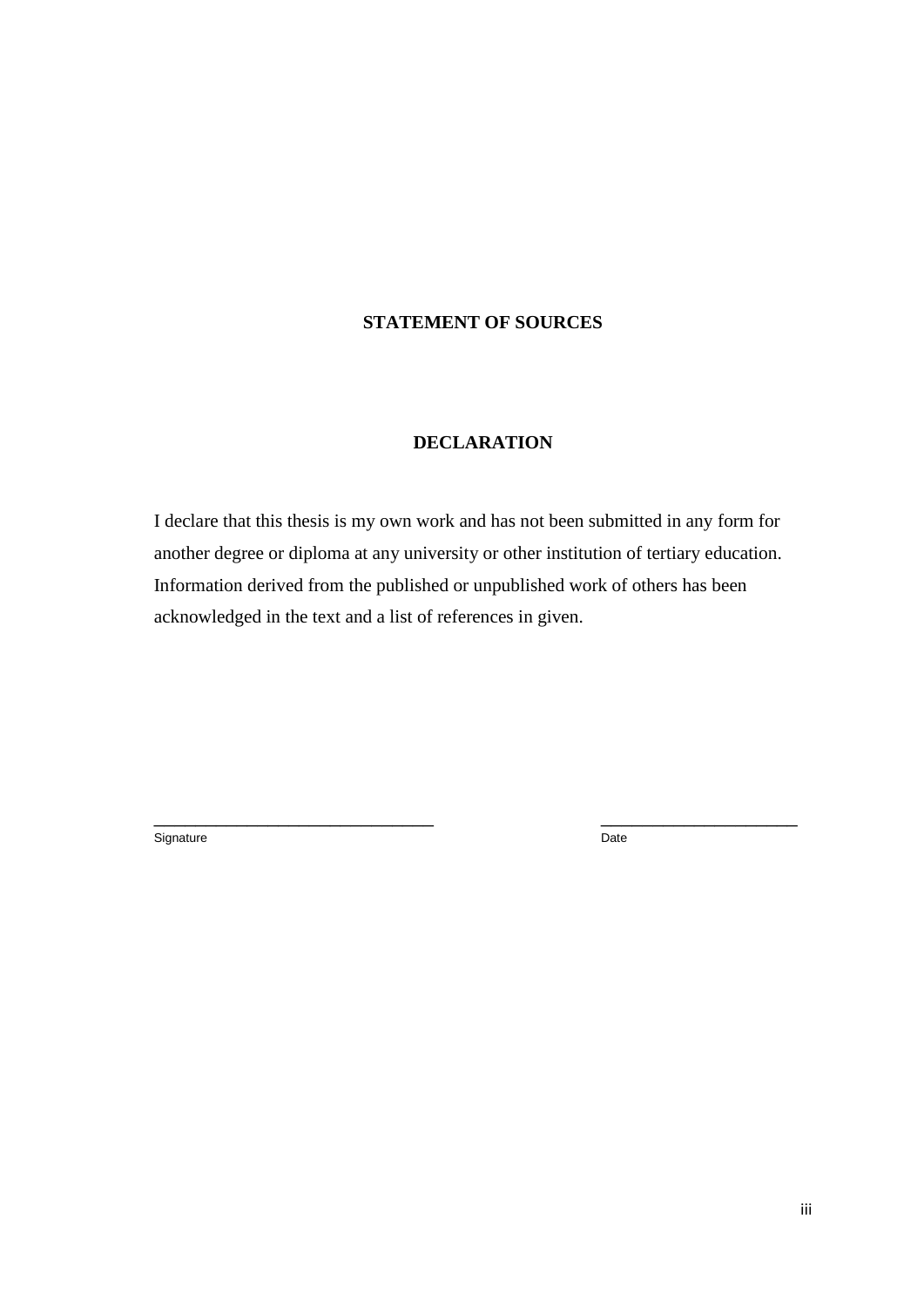## STATEMENT OF SOURCES

## DECLARATION

I declare that this thesis is my own work and has not been submitted in any form for another degree or diploma at any university or other institution of tertiary education. Information derived from the published or unpublished work of others has been acknowledged in the text and a list of references in given.

________________________________ ________________________

Signature Date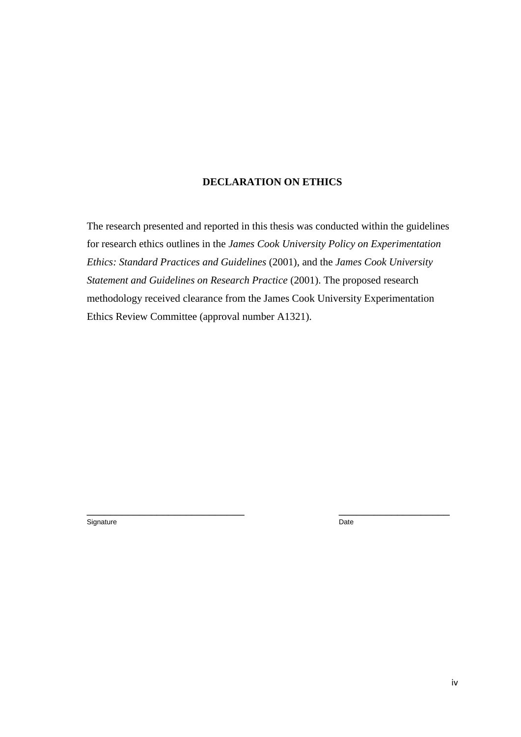## DECLARATION ON ETHICS

The research presented and reported in this thesis was conducted within the guidelines for research ethics outlines in the *James Cook University Policy on Experimentation Ethics: Standard Practices and Guidelines* (2001), and the *James Cook University Statement and Guidelines on Research Practice* (2001). The proposed research methodology received clearance from the James Cook University Experimentation Ethics Review Committee (approval number A1321).

\_\_\_\_\_\_\_\_\_\_\_\_\_\_\_\_\_\_\_\_\_\_\_\_\_\_\_\_\_\_\_\_ \_\_\_\_\_\_\_\_\_\_\_\_\_\_\_\_\_\_\_\_\_\_

Signature Date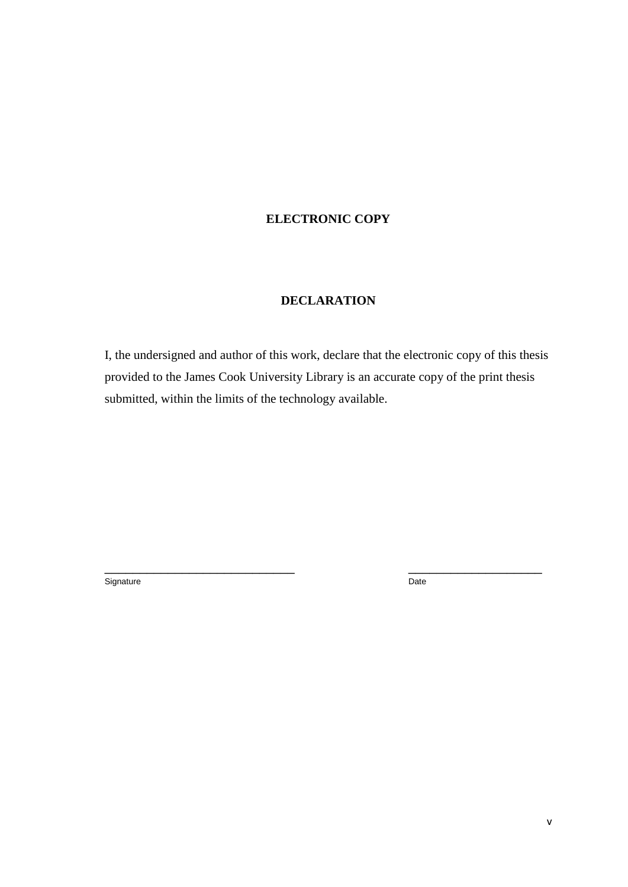**ELECTRONIC COPY**

**DECLARATION**

I, the undersigned and author of this work, declare that the electronic copy of this thesis provided to the James Cook University Library is an accurate copy of the print thesis submitted, within the limits of the technology available.

\_\_\_\_\_\_\_\_\_\_\_\_\_\_\_\_\_\_\_\_\_\_\_\_\_\_\_\_\_\_\_\_\_ \_\_\_\_\_\_\_\_\_\_\_\_\_\_\_\_\_\_\_\_\_\_\_

Signature Date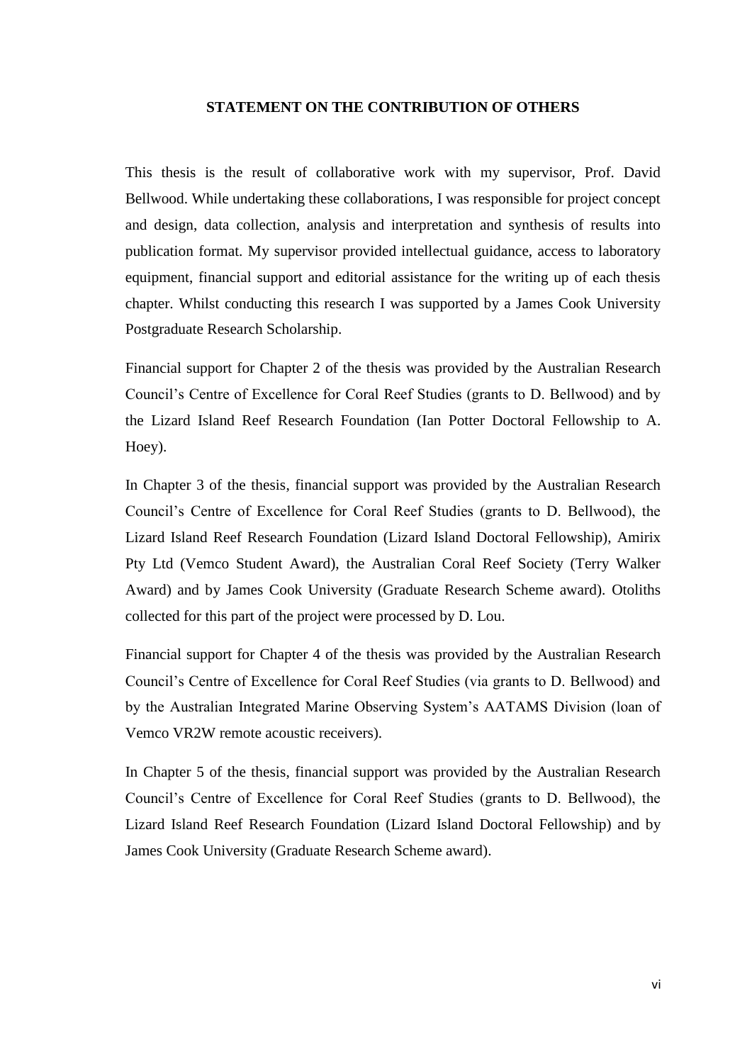## STATEMENT ON THE CONTRIBUTION OF OTHERS

This thesis is the result of collaborative work with my supervisor, Prof. David Bellwood. While undertaking these collaborations, I was responsible for project concept and design, data collection, analysis and interpretation and synthesis of results into publication format. My supervisor provided intellectual guidance, access to laboratory equipment, financial support and editorial assistance for the writing up of each thesis chapter. Whilst conducting this research I was supported by a James Cook University Postgraduate Research Scholarship.

Financial support for Chapter 2 of the thesis was provided by the Australian Research Council's Centre of Excellence for Coral Reef Studies (grants to D. Bellwood) and by the Lizard Island Reef Research Foundation (Ian Potter Doctoral Fellowship to A. Hoey).

In Chapter 3 of the thesis, financial support was provided by the Australian Research Council's Centre of Excellence for Coral Reef Studies (grants to D. Bellwood), the Lizard Island Reef Research Foundation (Lizard Island Doctoral Fellowship), Amirix Pty Ltd (Vemco Student Award), the Australian Coral Reef Society (Terry Walker Award) and by James Cook University (Graduate Research Scheme award). Otoliths collected for this part of the project were processed by D. Lou.

Financial support for Chapter 4 of the thesis was provided by the Australian Research Council's Centre of Excellence for Coral Reef Studies (via grants to D. Bellwood) and by the Australian Integrated Marine Observing System's AATAMS Division (loan of Vemco VR2W remote acoustic receivers).

In Chapter 5 of the thesis, financial support was provided by the Australian Research Council's Centre of Excellence for Coral Reef Studies (grants to D. Bellwood), the Lizard Island Reef Research Foundation (Lizard Island Doctoral Fellowship) and by James Cook University (Graduate Research Scheme award).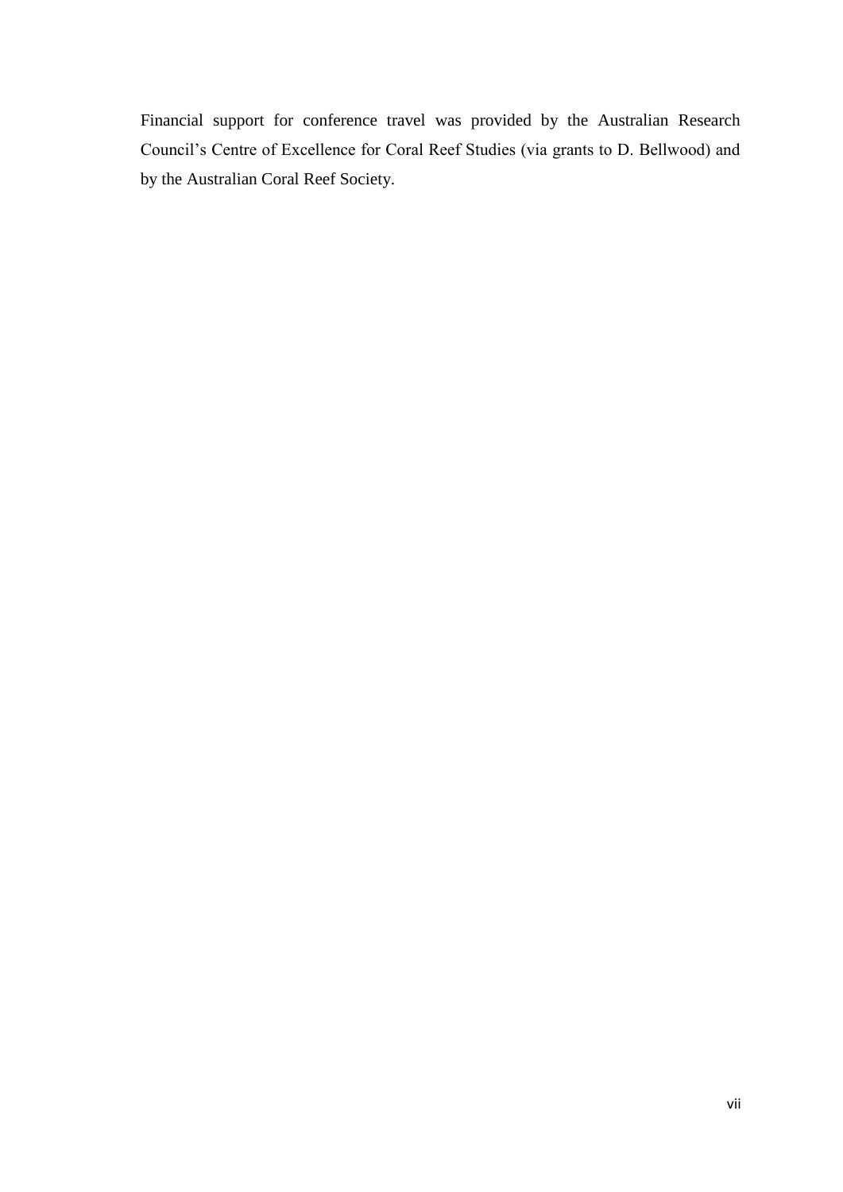Financial support for conference travel was provided by the Australian Research Council's Centre of Excellence for Coral Reef Studies (via grants to D. Bellwood) and by the Australian Coral Reef Society.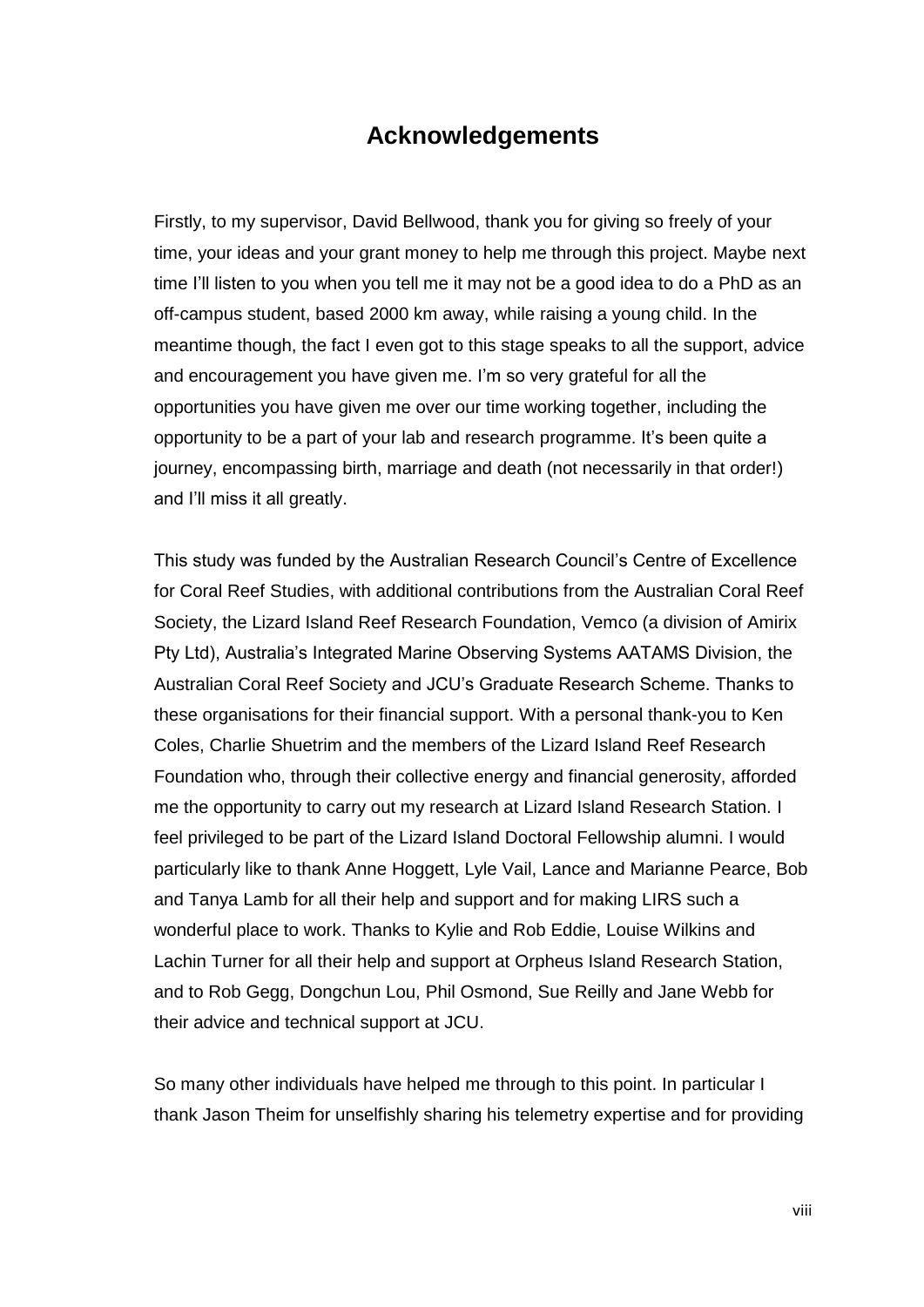# Acknowledgements

Firstly, to my supervisor, David Bellwood, thank you for giving so freely of your time, your ideas and your grant money to help me through this project. Maybe next time I'll listen to you when you tell me it may not be a good idea to do a PhD as an off-campus student, based 2000 km away, while raising a young child. In the meantime though, the fact I even got to this stage speaks to all the support, advice and encouragement you have given me. I'm so very grateful for all the opportunities you have given me over our time working together, including the opportunity to be a part of your lab and research programme. It's been quite a journey, encompassing birth, marriage and death (not necessarily in that order!) and I'll miss it all greatly.

This study was funded by the Australian Research Council's Centre of Excellence for Coral Reef Studies, with additional contributions from the Australian Coral Reef Society, the Lizard Island Reef Research Foundation, Vemco (a division of Amirix Pty Ltd), Australia's Integrated Marine Observing Systems AATAMS Division, the Australian Coral Reef Society and JCU's Graduate Research Scheme. Thanks to these organisations for their financial support. With a personal thank-you to Ken Coles, Charlie Shuetrim and the members of the Lizard Island Reef Research Foundation who, through their collective energy and financial generosity, afforded me the opportunity to carry out my research at Lizard Island Research Station. I feel privileged to be part of the Lizard Island Doctoral Fellowship alumni. I would particularly like to thank Anne Hoggett, Lyle Vail, Lance and Marianne Pearce, Bob and Tanya Lamb for all their help and support and for making LIRS such a wonderful place to work. Thanks to Kylie and Rob Eddie, Louise Wilkins and Lachin Turner for all their help and support at Orpheus Island Research Station, and to Rob Gegg, Dongchun Lou, Phil Osmond, Sue Reilly and Jane Webb for their advice and technical support at JCU.

So many other individuals have helped me through to this point. In particular I thank Jason Theim for unselfishly sharing his telemetry expertise and for providing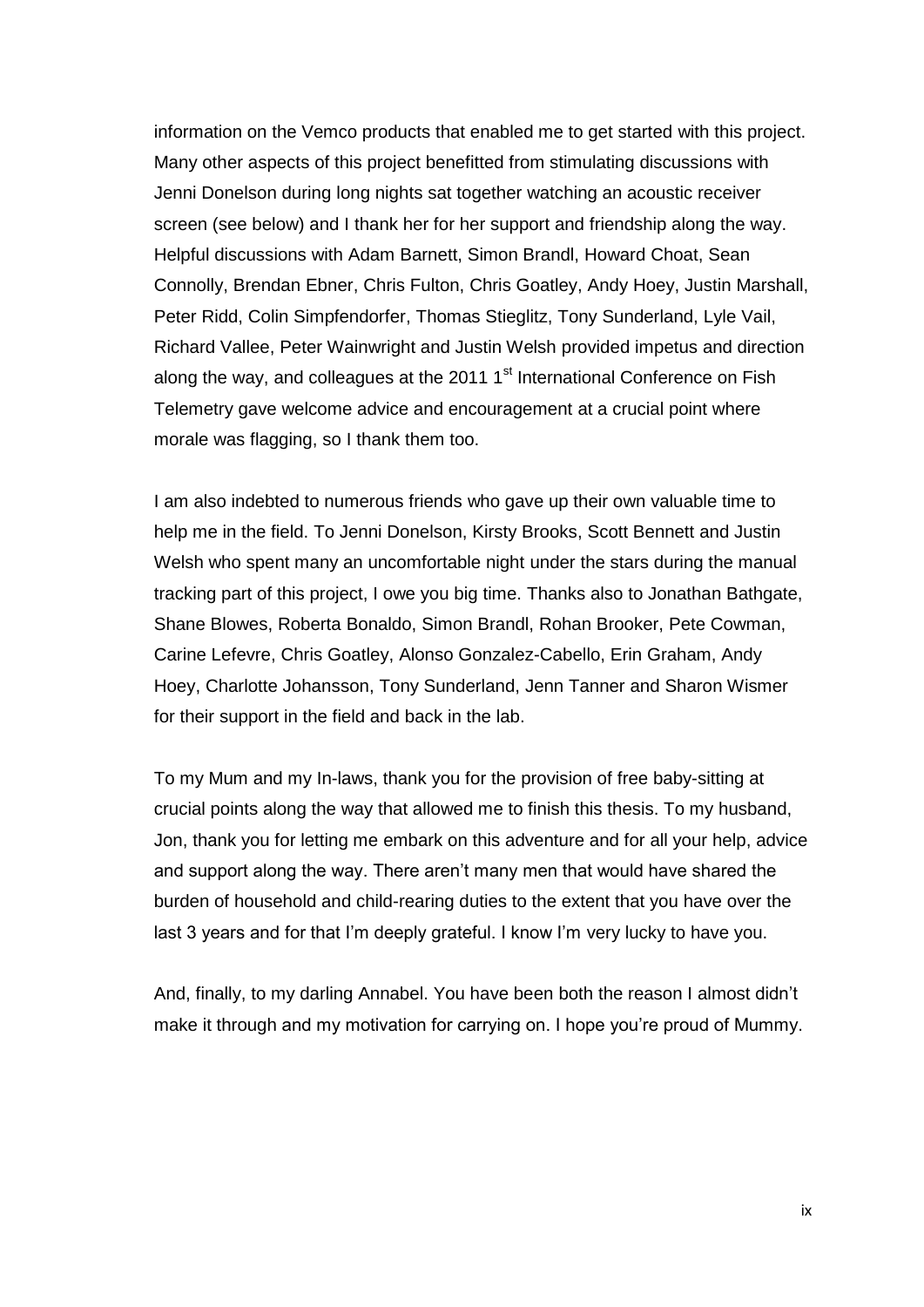information on the Vemco products that enabled me to get started with this project. Many other aspects of this project benefitted from stimulating discussions with Jenni Donelson during long nights sat together watching an acoustic receiver screen (see below) and I thank her for her support and friendship along the way. Helpful discussions with Adam Barnett, Simon Brandl, Howard Choat, Sean Connolly, Brendan Ebner, Chris Fulton, Chris Goatley, Andy Hoey, Justin Marshall, Peter Ridd, Colin Simpfendorfer, Thomas Stieglitz, Tony Sunderland, Lyle Vail, Richard Vallee, Peter Wainwright and Justin Welsh provided impetus and direction along the way, and colleagues at the 2011 1st International Conference on Fish Telemetry gave welcome advice and encouragement at a crucial point where morale was flagging, so I thank them too.

I am also indebted to numerous friends who gave up their own valuable time to help me in the field. To Jenni Donelson, Kirsty Brooks, Scott Bennett and Justin Welsh who spent many an uncomfortable night under the stars during the manual tracking part of this project, I owe you big time. Thanks also to Jonathan Bathgate, Shane Blowes, Roberta Bonaldo, Simon Brandl, Rohan Brooker, Pete Cowman, Carine Lefevre, Chris Goatley, Alonso Gonzalez-Cabello, Erin Graham, Andy Hoey, Charlotte Johansson, Tony Sunderland, Jenn Tanner and Sharon Wismer for their support in the field and back in the lab.

To my Mum and my In-laws, thank you for the provision of free baby-sitting at crucial points along the way that allowed me to finish this thesis. To my husband, Jon, thank you for letting me embark on this adventure and for all your help, advice and support along the way. There aren't many men that would have shared the burden of household and child-rearing duties to the extent that you have over the last 3 years and for that I'm deeply grateful. I know I'm very lucky to have you.

And, finally, to my darling Annabel. You have been both the reason I almost didn't make it through and my motivation for carrying on. I hope you're proud of Mummy.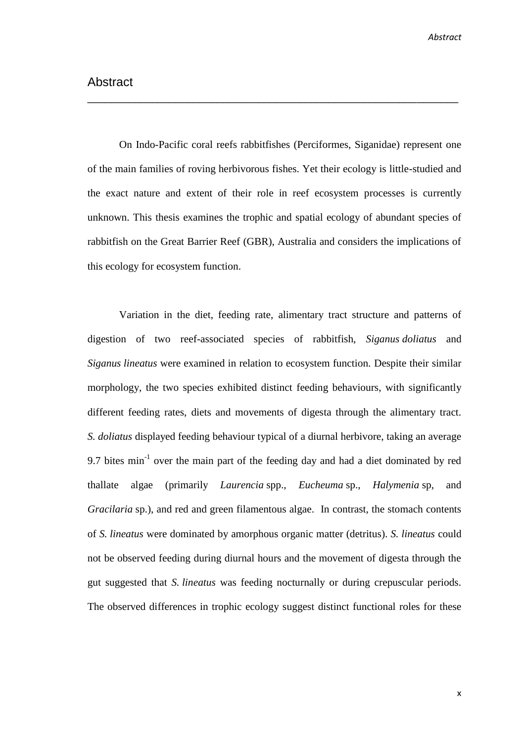# Abstract

On Indo-Pacific coral reefs rabbitfishes (Perciformes, Siganidae) represent one of the main families of roving herbivorous fishes. Yet their ecology is little-studied and the exact nature and extent of their role in reef ecosystem processes is currently unknown. This thesis examines the trophic and spatial ecology of abundant species of rabbitfish on the Great Barrier Reef (GBR), Australia and considers the implications of this ecology for ecosystem function.

Variation in the diet, feeding rate, alimentary tract structure and patterns of digestion of two reef-associated species of rabbitfish, *Siganus doliatus* and *Siganus lineatus* were examined in relation to ecosystem function. Despite their similar morphology, the two species exhibited distinct feeding behaviours, with significantly different feeding rates, diets and movements of digesta through the alimentary tract. *S. doliatus* displayed feeding behaviour typical of a diurnal herbivore, taking an average 9.7 bites $min^{-1}$ over the main part of the feeding day and had a diet dominated by red thallate algae (primarily *Laurencia* spp., *Eucheuma* sp., *Halymenia* sp, and *Gracilaria* sp.), and red and green filamentous algae. In contrast, the stomach contents of *S. lineatus* were dominated by amorphous organic matter (detritus). *S. lineatus* could not be observed feeding during diurnal hours and the movement of digesta through the gut suggested that *S. lineatus* was feeding nocturnally or during crepuscular periods. The observed differences in trophic ecology suggest distinct functional roles for these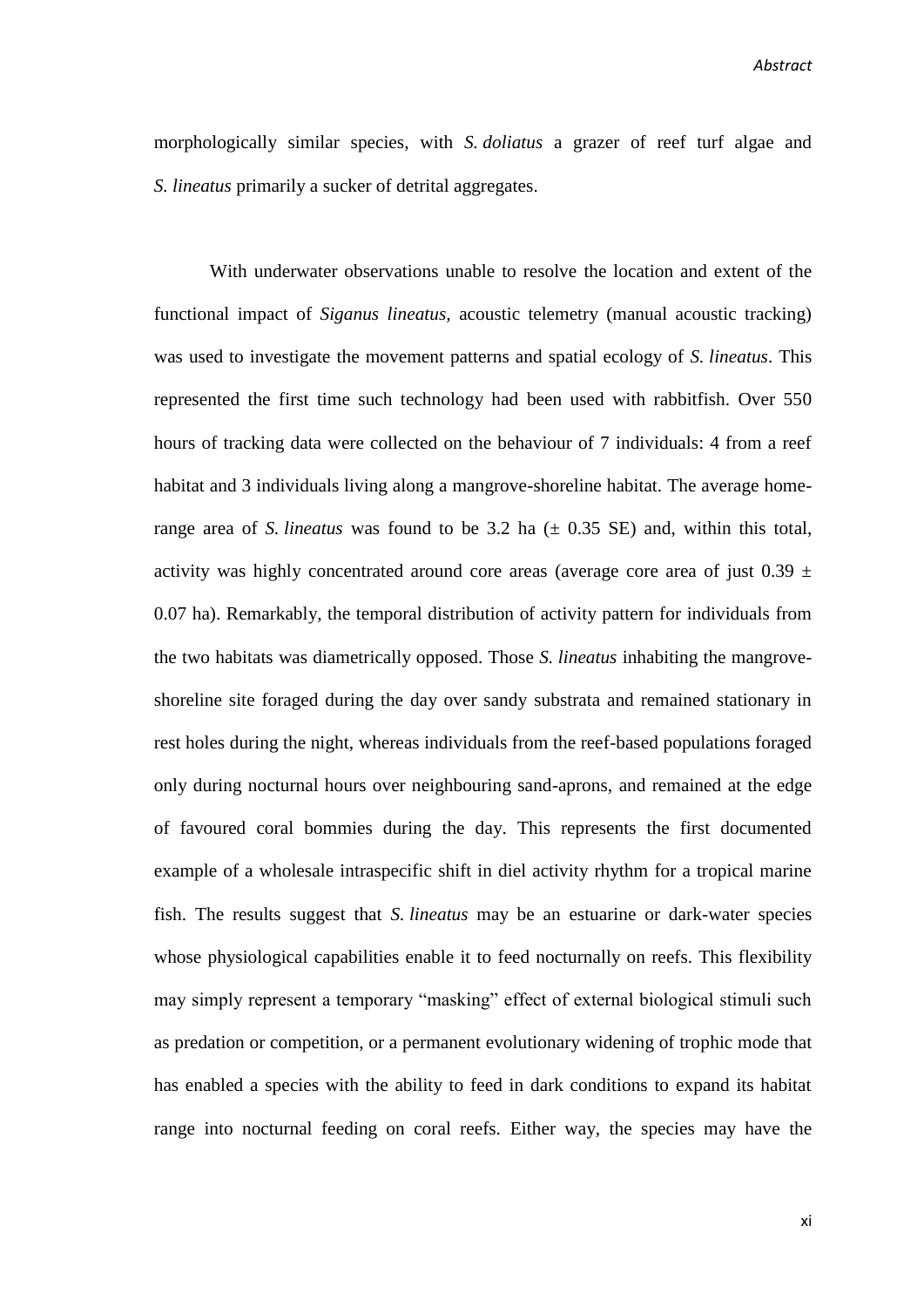morphologically similar species, with *S. doliatus* a grazer of reef turf algae and *S. lineatus* primarily a sucker of detrital aggregates.

With underwater observations unable to resolve the location and extent of the functional impact of *Siganus lineatus*, acoustic telemetry (manual acoustic tracking) was used to investigate the movement patterns and spatial ecology of *S. lineatus*. This represented the first time such technology had been used with rabbitfish. Over 550 hours of tracking data were collected on the behaviour of 7 individuals: 4 from a reef habitat and 3 individuals living along a mangrove-shoreline habitat. The average home-range area of *S. lineatus* was found to be 3.2 ha (± 0.35 SE) and, within this total, activity was highly concentrated around core areas (average core area of just 0.39 ± 0.07 ha). Remarkably, the temporal distribution of activity pattern for individuals from the two habitats was diametrically opposed. Those *S. lineatus* inhabiting the mangrove-shoreline site foraged during the day over sandy substrata and remained stationary in rest holes during the night, whereas individuals from the reef-based populations foraged only during nocturnal hours over neighbouring sand-aprons, and remained at the edge of favoured coral bommies during the day. This represents the first documented example of a wholesale intraspecific shift in diel activity rhythm for a tropical marine fish. The results suggest that *S. lineatus* may be an estuarine or dark-water species whose physiological capabilities enable it to feed nocturnally on reefs. This flexibility may simply represent a temporary "masking" effect of external biological stimuli such as predation or competition, or a permanent evolutionary widening of trophic mode that has enabled a species with the ability to feed in dark conditions to expand its habitat range into nocturnal feeding on coral reefs. Either way, the species may have the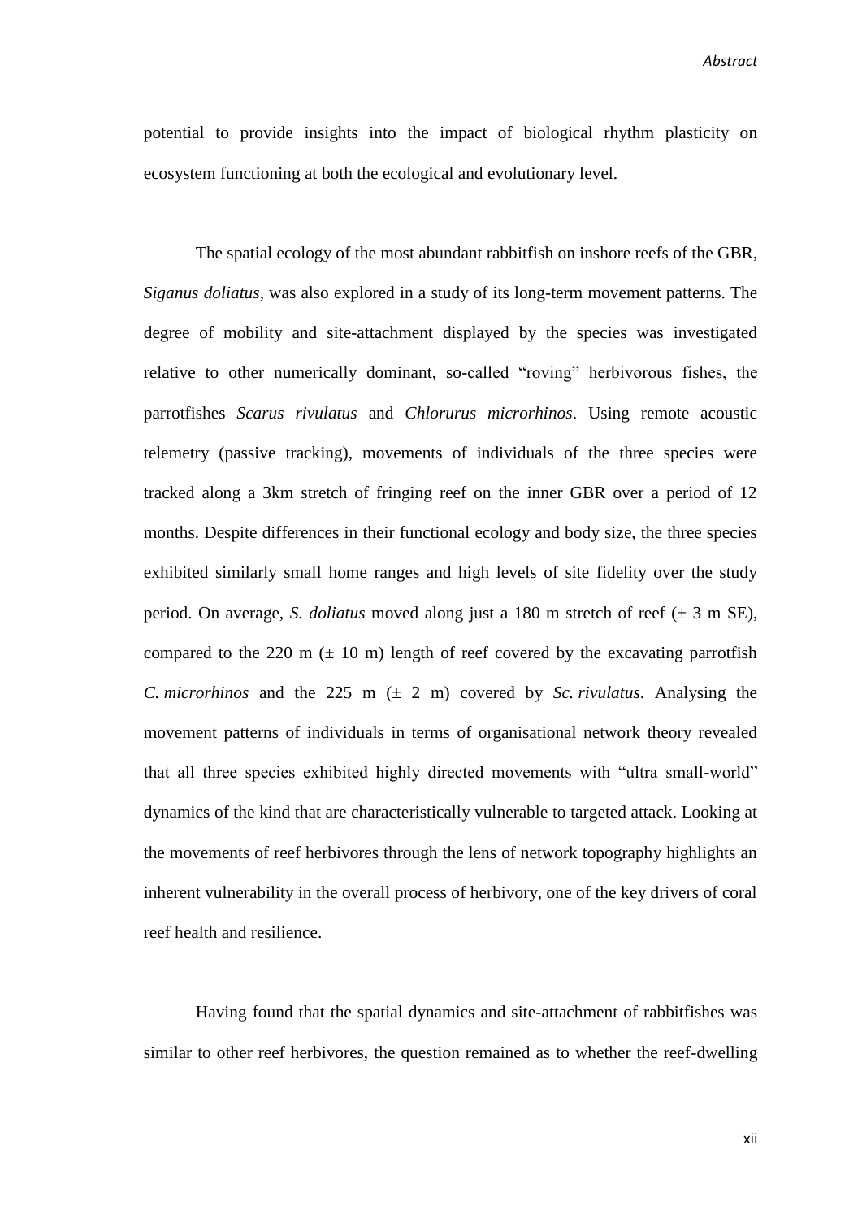potential to provide insights into the impact of biological rhythm plasticity on ecosystem functioning at both the ecological and evolutionary level.

The spatial ecology of the most abundant rabbitfish on inshore reefs of the GBR, *Siganus doliatus*, was also explored in a study of its long-term movement patterns. The degree of mobility and site-attachment displayed by the species was investigated relative to other numerically dominant, so-called "roving" herbivorous fishes, the parrotfishes *Scarus rivulatus* and *Chlorurus microrhinos*. Using remote acoustic telemetry (passive tracking), movements of individuals of the three species were tracked along a 3km stretch of fringing reef on the inner GBR over a period of 12 months. Despite differences in their functional ecology and body size, the three species exhibited similarly small home ranges and high levels of site fidelity over the study period. On average, *S. doliatus* moved along just a 180 m stretch of reef (± 3 m SE), compared to the 220 m (± 10 m) length of reef covered by the excavating parrotfish *C. microrhinos* and the 225 m (± 2 m) covered by *Sc. rivulatus*. Analysing the movement patterns of individuals in terms of organisational network theory revealed that all three species exhibited highly directed movements with "ultra small-world" dynamics of the kind that are characteristically vulnerable to targeted attack. Looking at the movements of reef herbivores through the lens of network topography highlights an inherent vulnerability in the overall process of herbivory, one of the key drivers of coral reef health and resilience.

Having found that the spatial dynamics and site-attachment of rabbitfishes was similar to other reef herbivores, the question remained as to whether the reef-dwelling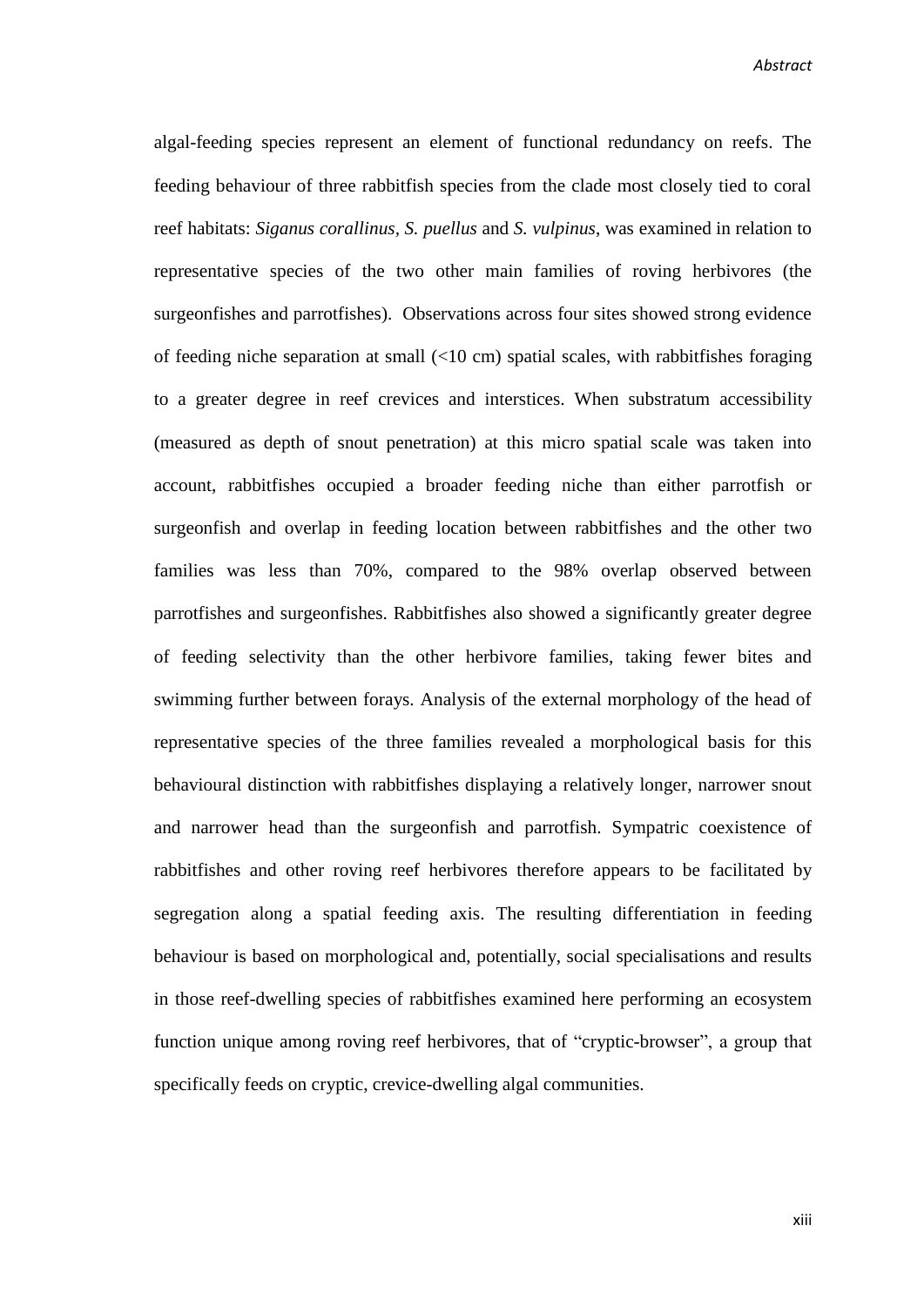algal-feeding species represent an element of functional redundancy on reefs. The feeding behaviour of three rabbitfish species from the clade most closely tied to coral reef habitats: *Siganus corallinus*, *S. puellus* and *S. vulpinus*, was examined in relation to representative species of the two other main families of roving herbivores (the surgeonfishes and parrotfishes). Observations across four sites showed strong evidence of feeding niche separation at small (<10 cm) spatial scales, with rabbitfishes foraging to a greater degree in reef crevices and interstices. When substratum accessibility (measured as depth of snout penetration) at this micro spatial scale was taken into account, rabbitfishes occupied a broader feeding niche than either parrotfish or surgeonfish and overlap in feeding location between rabbitfishes and the other two families was less than 70%, compared to the 98% overlap observed between parrotfishes and surgeonfishes. Rabbitfishes also showed a significantly greater degree of feeding selectivity than the other herbivore families, taking fewer bites and swimming further between forays. Analysis of the external morphology of the head of representative species of the three families revealed a morphological basis for this behavioural distinction with rabbitfishes displaying a relatively longer, narrower snout and narrower head than the surgeonfish and parrotfish. Sympatric coexistence of rabbitfishes and other roving reef herbivores therefore appears to be facilitated by segregation along a spatial feeding axis. The resulting differentiation in feeding behaviour is based on morphological and, potentially, social specialisations and results in those reef-dwelling species of rabbitfishes examined here performing an ecosystem function unique among roving reef herbivores, that of "cryptic-browser", a group that specifically feeds on cryptic, crevice-dwelling algal communities.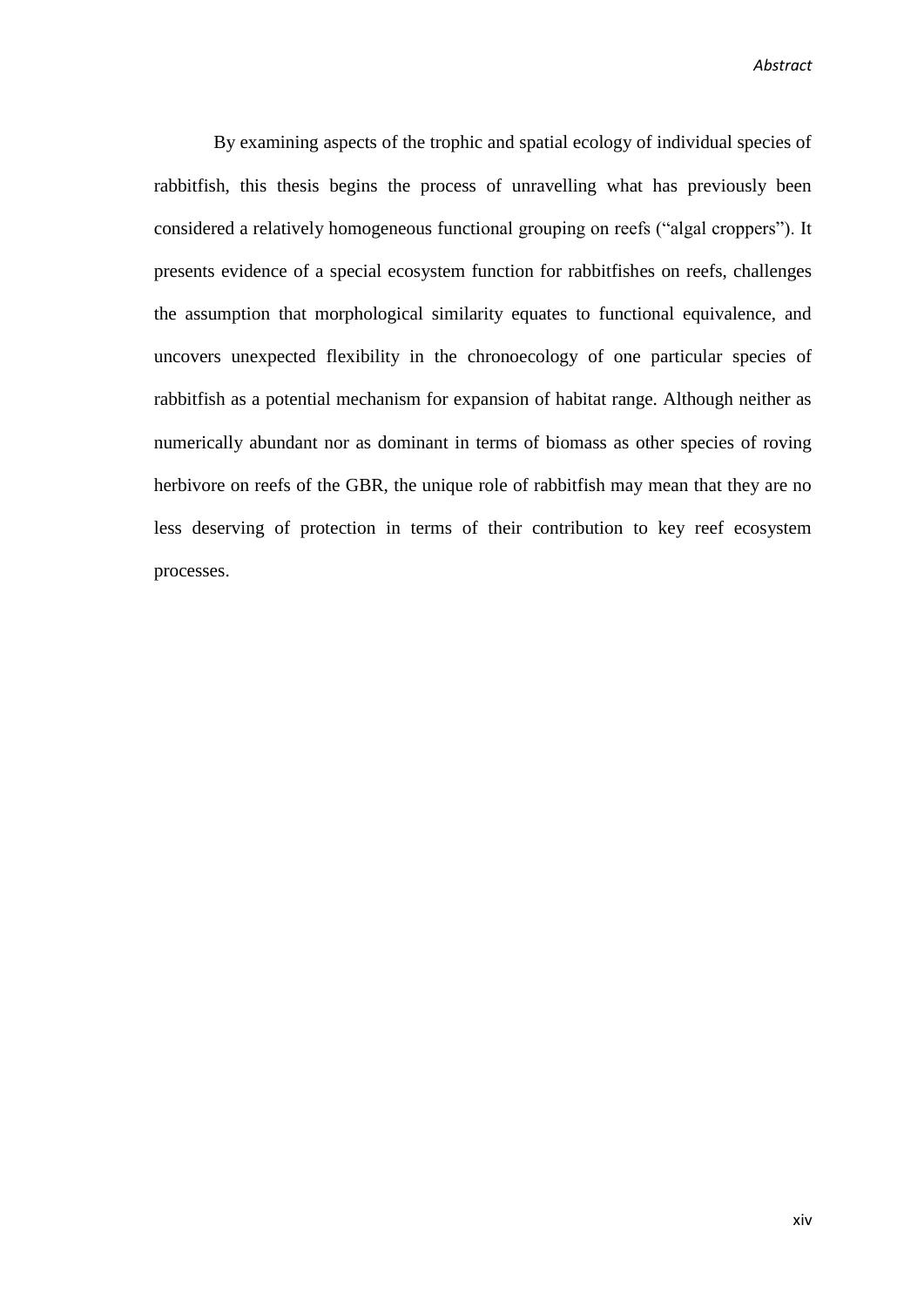By examining aspects of the trophic and spatial ecology of individual species of rabbitfish, this thesis begins the process of unravelling what has previously been considered a relatively homogeneous functional grouping on reefs ("algal croppers"). It presents evidence of a special ecosystem function for rabbitfishes on reefs, challenges the assumption that morphological similarity equates to functional equivalence, and uncovers unexpected flexibility in the chronoecology of one particular species of rabbitfish as a potential mechanism for expansion of habitat range. Although neither as numerically abundant nor as dominant in terms of biomass as other species of roving herbivore on reefs of the GBR, the unique role of rabbitfish may mean that they are no less deserving of protection in terms of their contribution to key reef ecosystem processes.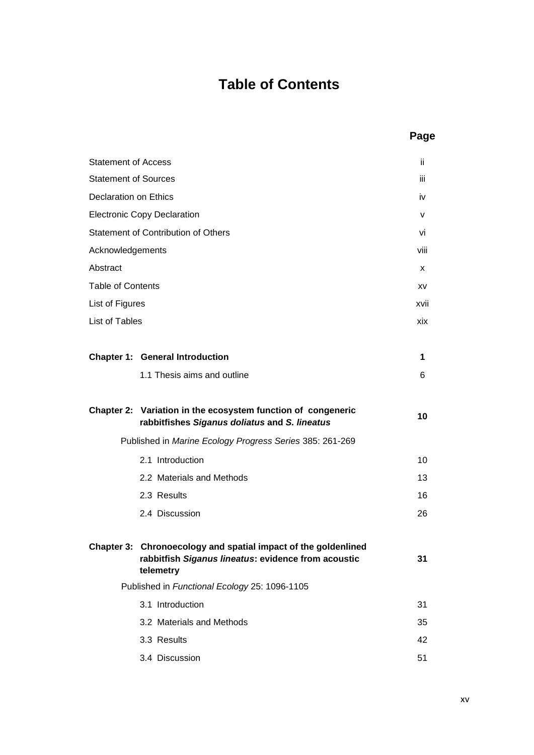# Table of Contents

| | Page |
|---|---|
| Statement of Access | ii |
| Statement of Sources | iii |
| Declaration on Ethics | iv |
| Electronic Copy Declaration | v |
| Statement of Contribution of Others | vi |
| Acknowledgements | viii |
| Abstract | x |
| Table of Contents | xv |
| List of Figures | xvii |
| List of Tables | xix |
| | |
| **Chapter 1: General Introduction** | **1** |
| 1.1 Thesis aims and outline | 6 |
| | |
| **Chapter 2: Variation in the ecosystem function of congeneric rabbitfishes *Siganus doliatus* and *S. lineatus*** | **10** |
| Published in *Marine Ecology Progress Series* 385: 261-269 | |
| 2.1 Introduction | 10 |
| 2.2 Materials and Methods | 13 |
| 2.3 Results | 16 |
| 2.4 Discussion | 26 |
| | |
| **Chapter 3: Chronoecology and spatial impact of the goldenlined rabbitfish *Siganus lineatus*: evidence from acoustic telemetry** | **31** |
| Published in *Functional Ecology* 25: 1096-1105 | |
| 3.1 Introduction | 31 |
| 3.2 Materials and Methods | 35 |
| 3.3 Results | 42 |
| 3.4 Discussion | 51 |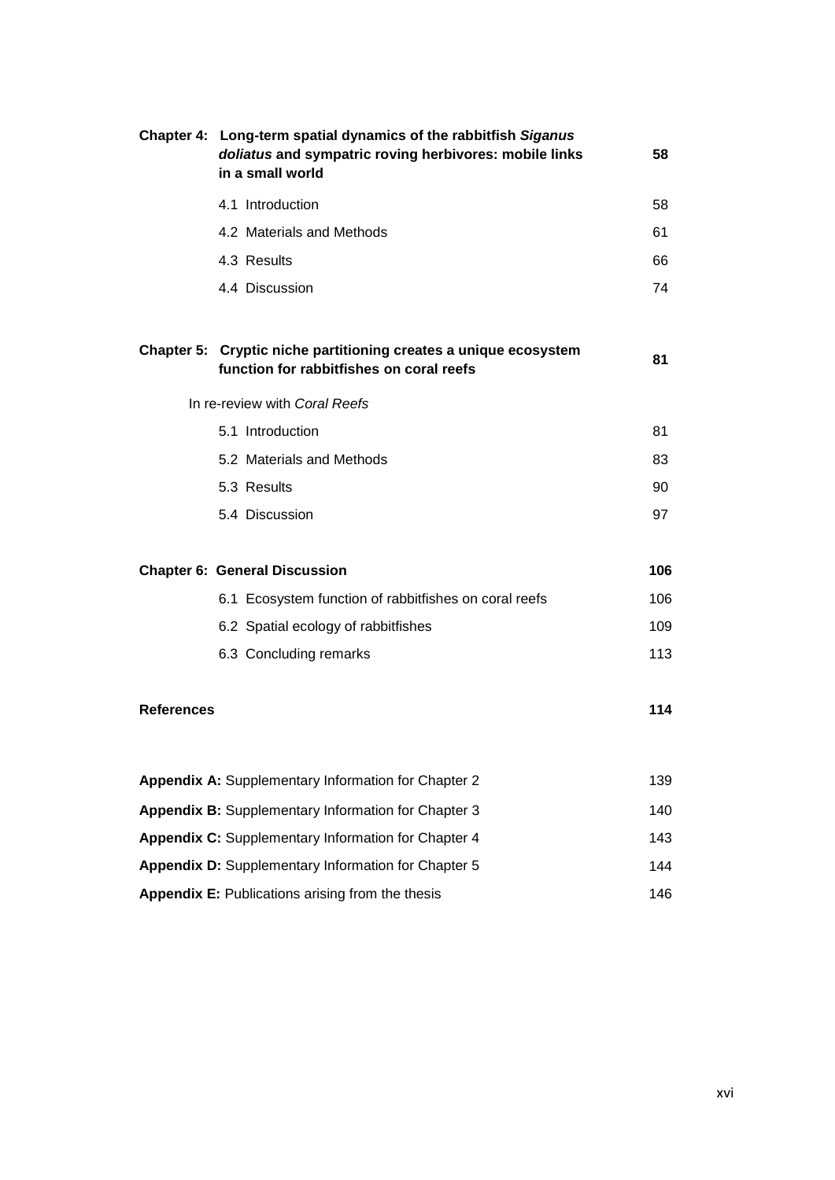| | | |
|---|---|---|
| **Chapter 4:** | **Long-term spatial dynamics of the rabbitfish *Siganus doliatus* and sympatric roving herbivores: mobile links in a small world** | **58** |
| | 4.1 Introduction | 58 |
| | 4.2 Materials and Methods | 61 |
| | 4.3 Results | 66 |
| | 4.4 Discussion | 74 |
| **Chapter 5:** | **Cryptic niche partitioning creates a unique ecosystem function for rabbitfishes on coral reefs** | **81** |
| | In re-review with *Coral Reefs* | |
| | 5.1 Introduction | 81 |
| | 5.2 Materials and Methods | 83 |
| | 5.3 Results | 90 |
| | 5.4 Discussion | 97 |
| **Chapter 6:** | **General Discussion** | **106** |
| | 6.1 Ecosystem function of rabbitfishes on coral reefs | 106 |
| | 6.2 Spatial ecology of rabbitfishes | 109 |
| | 6.3 Concluding remarks | 113 |
| **References** | | **114** |
| **Appendix A:** | Supplementary Information for Chapter 2 | 139 |
| **Appendix B:** | Supplementary Information for Chapter 3 | 140 |
| **Appendix C:** | Supplementary Information for Chapter 4 | 143 |
| **Appendix D:** | Supplementary Information for Chapter 5 | 144 |
| **Appendix E:** | Publications arising from the thesis | 146 |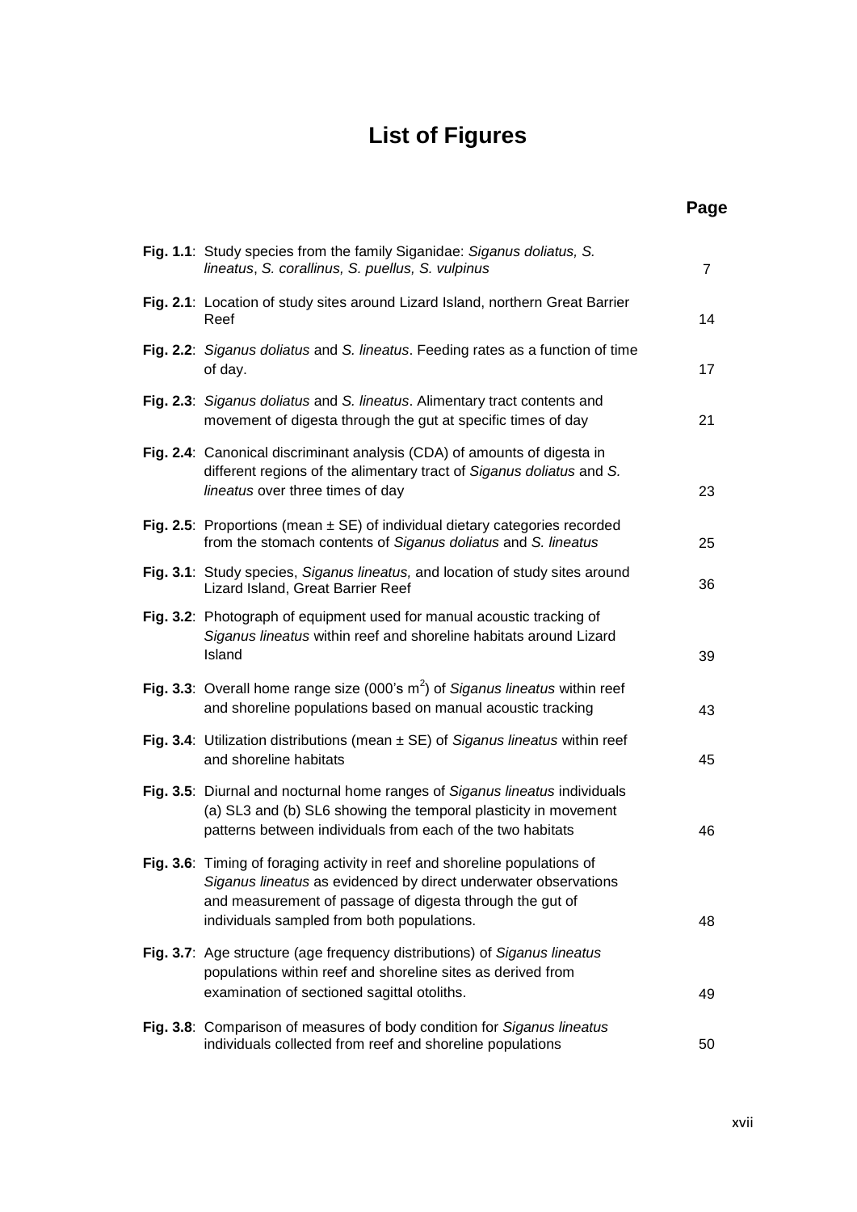# List of Figures

| | Page |
|---|---|
| **Fig. 1.1**: Study species from the family Siganidae: *Siganus doliatus, S. lineatus*, *S. corallinus, S. puellus, S. vulpinus* | 7 |
| **Fig. 2.1**: Location of study sites around Lizard Island, northern Great Barrier Reef | 14 |
| **Fig. 2.2**: *Siganus doliatus* and *S. lineatus*. Feeding rates as a function of time of day. | 17 |
| **Fig. 2.3**: *Siganus doliatus* and *S. lineatus*. Alimentary tract contents and movement of digesta through the gut at specific times of day | 21 |
| **Fig. 2.4**: Canonical discriminant analysis (CDA) of amounts of digesta in different regions of the alimentary tract of *Siganus doliatus* and *S. lineatus* over three times of day | 23 |
| **Fig. 2.5**: Proportions (mean ± SE) of individual dietary categories recorded from the stomach contents of *Siganus doliatus* and *S. lineatus* | 25 |
| **Fig. 3.1**: Study species, *Siganus lineatus,* and location of study sites around Lizard Island, Great Barrier Reef | 36 |
| **Fig. 3.2**: Photograph of equipment used for manual acoustic tracking of *Siganus lineatus* within reef and shoreline habitats around Lizard Island | 39 |
| **Fig. 3.3**: Overall home range size (000's $m^2$) of *Siganus lineatus* within reef and shoreline populations based on manual acoustic tracking | 43 |
| **Fig. 3.4**: Utilization distributions (mean ± SE) of *Siganus lineatus* within reef and shoreline habitats | 45 |
| **Fig. 3.5**: Diurnal and nocturnal home ranges of *Siganus lineatus* individuals (a) SL3 and (b) SL6 showing the temporal plasticity in movement patterns between individuals from each of the two habitats | 46 |
| **Fig. 3.6**: Timing of foraging activity in reef and shoreline populations of *Siganus lineatus* as evidenced by direct underwater observations and measurement of passage of digesta through the gut of individuals sampled from both populations. | 48 |
| **Fig. 3.7**: Age structure (age frequency distributions) of *Siganus lineatus* populations within reef and shoreline sites as derived from examination of sectioned sagittal otoliths. | 49 |
| **Fig. 3.8**: Comparison of measures of body condition for *Siganus lineatus* individuals collected from reef and shoreline populations | 50 |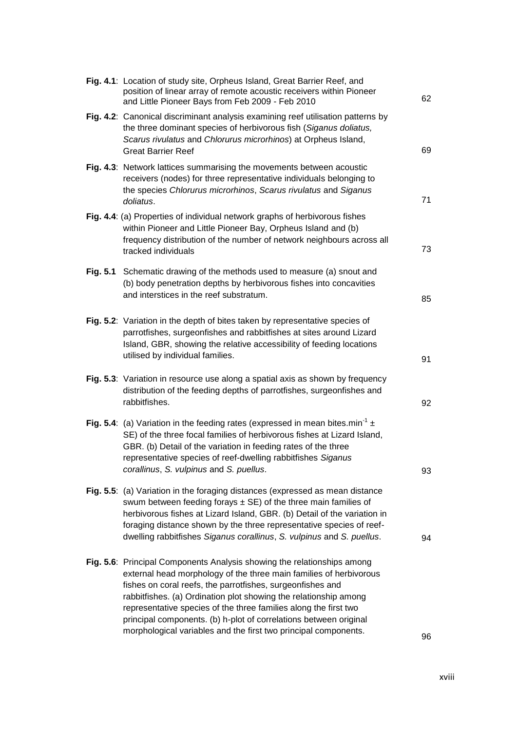| | | |
|---|---|---|
| **Fig. 4.1**: | Location of study site, Orpheus Island, Great Barrier Reef, and position of linear array of remote acoustic receivers within Pioneer and Little Pioneer Bays from Feb 2009 - Feb 2010 | 62 |
| **Fig. 4.2**: | Canonical discriminant analysis examining reef utilisation patterns by the three dominant species of herbivorous fish (*Siganus doliatus, Scarus rivulatus* and *Chlorurus microrhinos*) at Orpheus Island, Great Barrier Reef | 69 |
| **Fig. 4.3**: | Network lattices summarising the movements between acoustic receivers (nodes) for three representative individuals belonging to the species *Chlorurus microrhinos*, *Scarus rivulatus* and *Siganus doliatus*. | 71 |
| **Fig. 4.4**: | (a) Properties of individual network graphs of herbivorous fishes within Pioneer and Little Pioneer Bay, Orpheus Island and (b) frequency distribution of the number of network neighbours across all tracked individuals | 73 |
| **Fig. 5.1** | Schematic drawing of the methods used to measure (a) snout and (b) body penetration depths by herbivorous fishes into concavities and interstices in the reef substratum. | 85 |
| **Fig. 5.2**: | Variation in the depth of bites taken by representative species of parrotfishes, surgeonfishes and rabbitfishes at sites around Lizard Island, GBR, showing the relative accessibility of feeding locations utilised by individual families. | 91 |
| **Fig. 5.3**: | Variation in resource use along a spatial axis as shown by frequency distribution of the feeding depths of parrotfishes, surgeonfishes and rabbitfishes. | 92 |
| **Fig. 5.4**: | (a) Variation in the feeding rates (expressed in mean bites.min$^{-1}$ ± SE) of the three focal families of herbivorous fishes at Lizard Island, GBR. (b) Detail of the variation in feeding rates of the three representative species of reef-dwelling rabbitfishes *Siganus corallinus*, *S. vulpinus* and *S. puellus*. | 93 |
| **Fig. 5.5**: | (a) Variation in the foraging distances (expressed as mean distance swum between feeding forays ± SE) of the three main families of herbivorous fishes at Lizard Island, GBR. (b) Detail of the variation in foraging distance shown by the three representative species of reef-dwelling rabbitfishes *Siganus corallinus*, *S. vulpinus* and *S. puellus*. | 94 |
| **Fig. 5.6**: | Principal Components Analysis showing the relationships among external head morphology of the three main families of herbivorous fishes on coral reefs, the parrotfishes, surgeonfishes and rabbitfishes. (a) Ordination plot showing the relationship among representative species of the three families along the first two principal components. (b) h-plot of correlations between original morphological variables and the first two principal components. | 96 |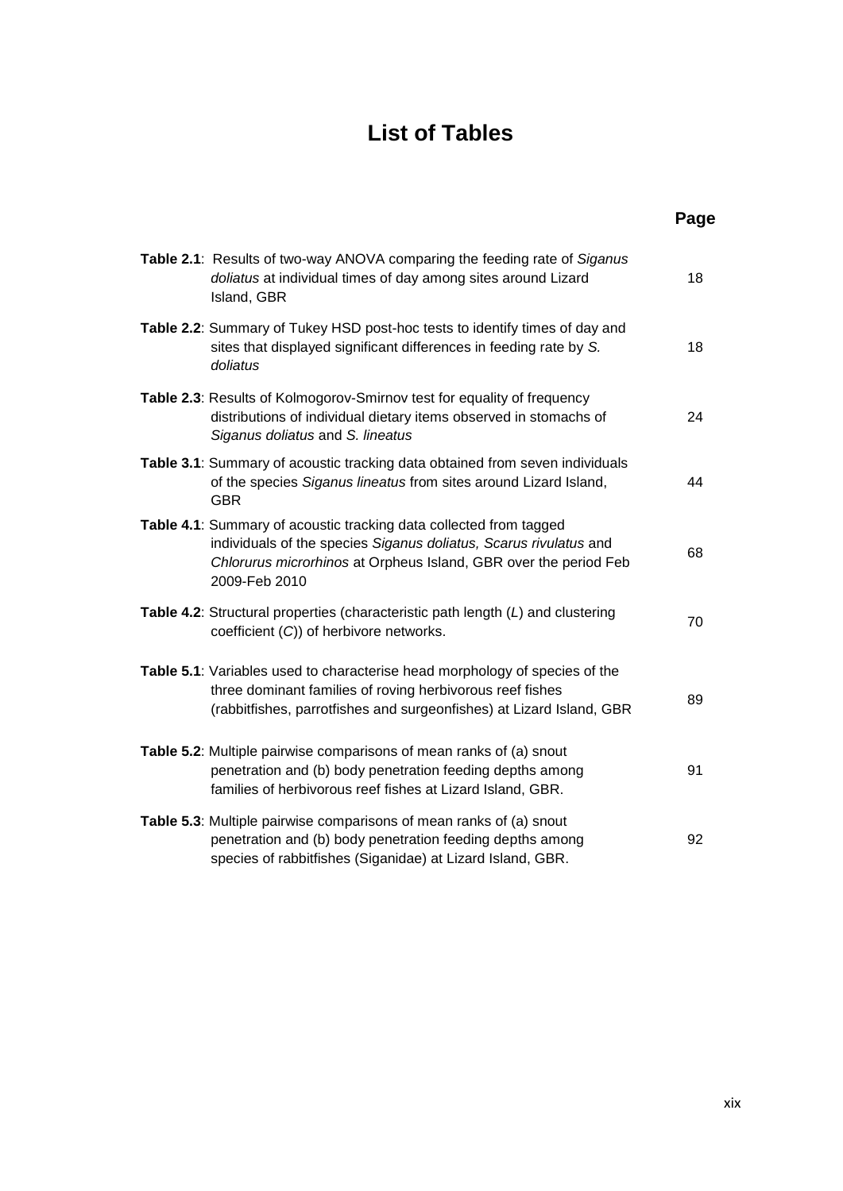# List of Tables

| | Page |
|---|---|
| **Table 2.1**: Results of two-way ANOVA comparing the feeding rate of *Siganus doliatus* at individual times of day among sites around Lizard Island, GBR | 18 |
| **Table 2.2**: Summary of Tukey HSD post-hoc tests to identify times of day and sites that displayed significant differences in feeding rate by *S. doliatus* | 18 |
| **Table 2.3**: Results of Kolmogorov-Smirnov test for equality of frequency distributions of individual dietary items observed in stomachs of *Siganus doliatus* and *S. lineatus* | 24 |
| **Table 3.1**: Summary of acoustic tracking data obtained from seven individuals of the species *Siganus lineatus* from sites around Lizard Island, GBR | 44 |
| **Table 4.1**: Summary of acoustic tracking data collected from tagged individuals of the species *Siganus doliatus, Scarus rivulatus* and *Chlorurus microrhinos* at Orpheus Island, GBR over the period Feb 2009-Feb 2010 | 68 |
| **Table 4.2**: Structural properties (characteristic path length (*L*) and clustering coefficient (*C*)) of herbivore networks. | 70 |
| **Table 5.1**: Variables used to characterise head morphology of species of the three dominant families of roving herbivorous reef fishes (rabbitfishes, parrotfishes and surgeonfishes) at Lizard Island, GBR | 89 |
| **Table 5.2**: Multiple pairwise comparisons of mean ranks of (a) snout penetration and (b) body penetration feeding depths among families of herbivorous reef fishes at Lizard Island, GBR. | 91 |
| **Table 5.3**: Multiple pairwise comparisons of mean ranks of (a) snout penetration and (b) body penetration feeding depths among species of rabbitfishes (Siganidae) at Lizard Island, GBR. | 92 |